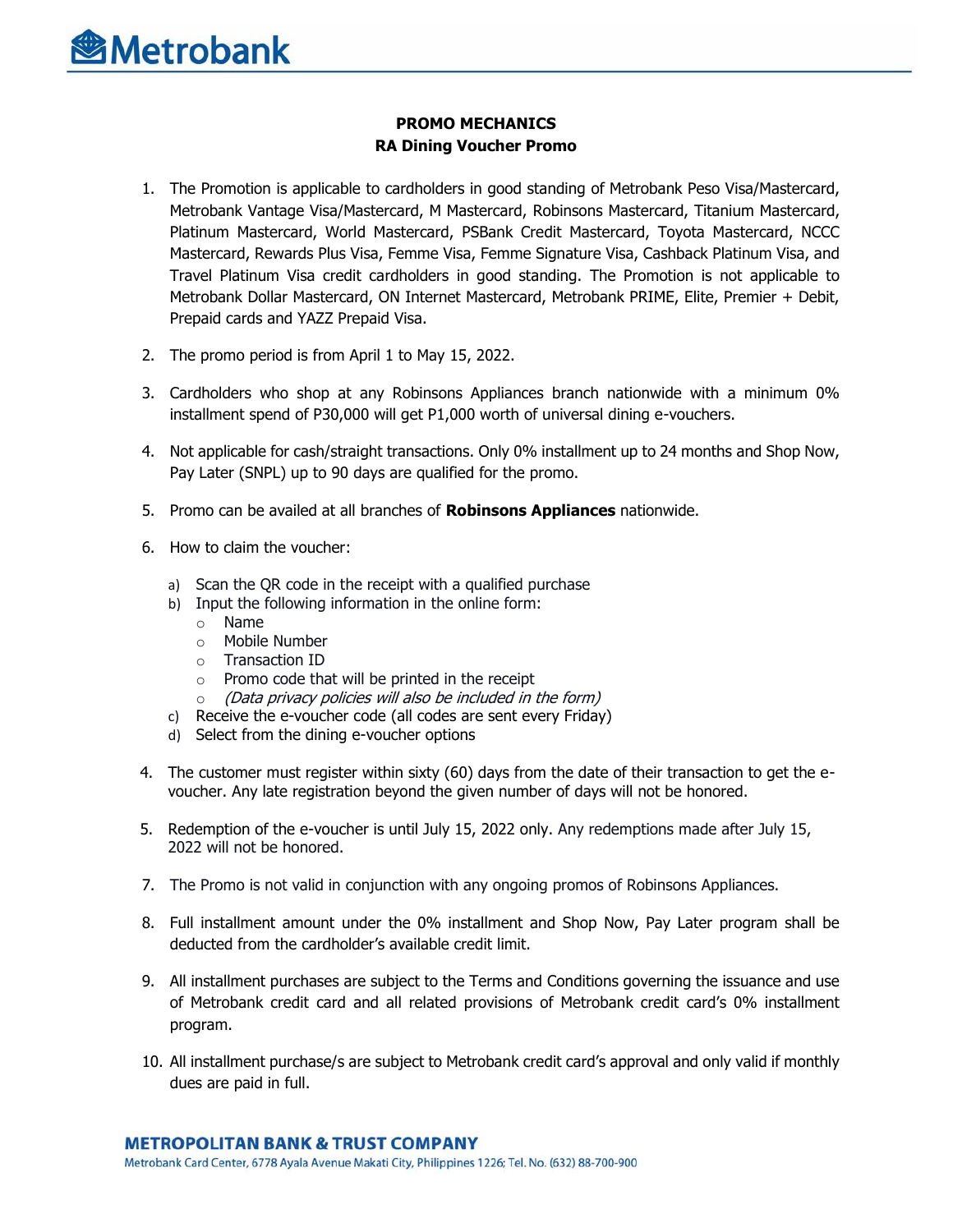**PROMO MECHANICS**
**RA Dining Voucher Promo**

1. The Promotion is applicable to cardholders in good standing of Metrobank Peso Visa/Mastercard, Metrobank Vantage Visa/Mastercard, M Mastercard, Robinsons Mastercard, Titanium Mastercard, Platinum Mastercard, World Mastercard, PSBank Credit Mastercard, Toyota Mastercard, NCCC Mastercard, Rewards Plus Visa, Femme Visa, Femme Signature Visa, Cashback Platinum Visa, and Travel Platinum Visa credit cardholders in good standing. The Promotion is not applicable to Metrobank Dollar Mastercard, ON Internet Mastercard, Metrobank PRIME, Elite, Premier + Debit, Prepaid cards and YAZZ Prepaid Visa.

2. The promo period is from April 1 to May 15, 2022.

3. Cardholders who shop at any Robinsons Appliances branch nationwide with a minimum 0% installment spend of P30,000 will get P1,000 worth of universal dining e-vouchers.

4. Not applicable for cash/straight transactions. Only 0% installment up to 24 months and Shop Now, Pay Later (SNPL) up to 90 days are qualified for the promo.

5. Promo can be availed at all branches of **Robinsons Appliances** nationwide.

6. How to claim the voucher:

   a) Scan the QR code in the receipt with a qualified purchase
   b) Input the following information in the online form:
      - Name
      - Mobile Number
      - Transaction ID
      - Promo code that will be printed in the receipt
      - *(Data privacy policies will also be included in the form)*
   c) Receive the e-voucher code (all codes are sent every Friday)
   d) Select from the dining e-voucher options

4. The customer must register within sixty (60) days from the date of their transaction to get the e-voucher. Any late registration beyond the given number of days will not be honored.

5. Redemption of the e-voucher is until July 15, 2022 only. Any redemptions made after July 15, 2022 will not be honored.

7. The Promo is not valid in conjunction with any ongoing promos of Robinsons Appliances.

8. Full installment amount under the 0% installment and Shop Now, Pay Later program shall be deducted from the cardholder's available credit limit.

9. All installment purchases are subject to the Terms and Conditions governing the issuance and use of Metrobank credit card and all related provisions of Metrobank credit card's 0% installment program.

10. All installment purchase/s are subject to Metrobank credit card's approval and only valid if monthly dues are paid in full.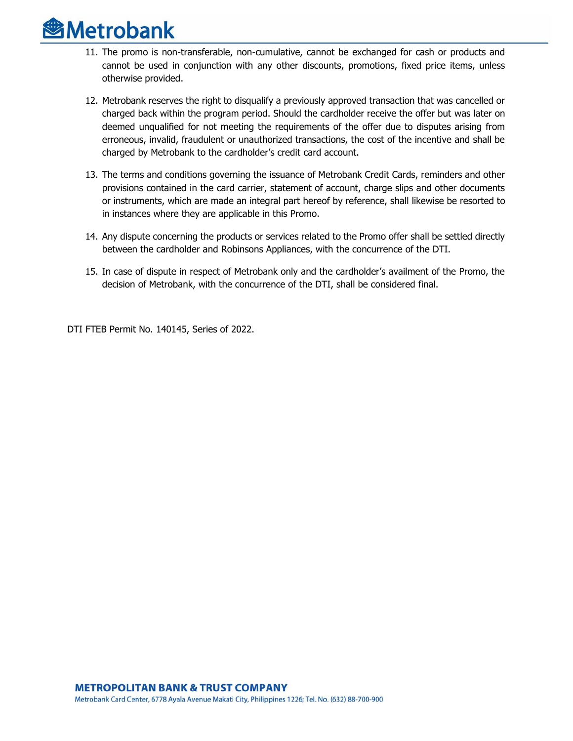11. The promo is non-transferable, non-cumulative, cannot be exchanged for cash or products and cannot be used in conjunction with any other discounts, promotions, fixed price items, unless otherwise provided.

12. Metrobank reserves the right to disqualify a previously approved transaction that was cancelled or charged back within the program period. Should the cardholder receive the offer but was later on deemed unqualified for not meeting the requirements of the offer due to disputes arising from erroneous, invalid, fraudulent or unauthorized transactions, the cost of the incentive and shall be charged by Metrobank to the cardholder's credit card account.

13. The terms and conditions governing the issuance of Metrobank Credit Cards, reminders and other provisions contained in the card carrier, statement of account, charge slips and other documents or instruments, which are made an integral part hereof by reference, shall likewise be resorted to in instances where they are applicable in this Promo.

14. Any dispute concerning the products or services related to the Promo offer shall be settled directly between the cardholder and Robinsons Appliances, with the concurrence of the DTI.

15. In case of dispute in respect of Metrobank only and the cardholder's availment of the Promo, the decision of Metrobank, with the concurrence of the DTI, shall be considered final.

DTI FTEB Permit No. 140145, Series of 2022.